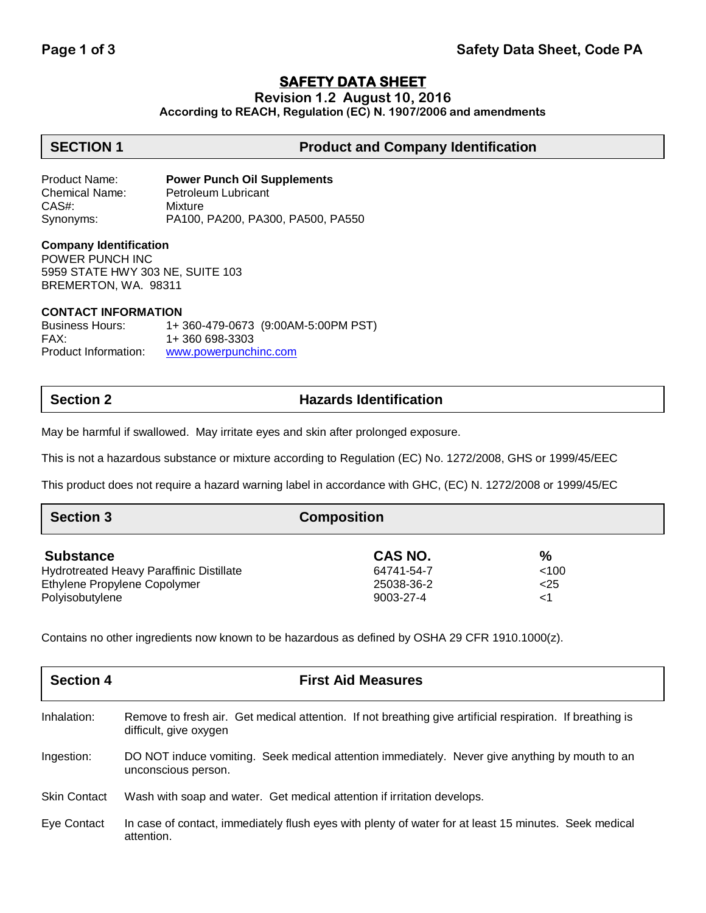# SAFETY DATA SHEET

**Revision 1.2 August 10, 2016**

**According to REACH, Regulation (EC) N. 1907/2006 and amendments**

## SECTION 1 Product and Company Identification

Product Name: **Power Punch Oil Supplements**
Chemical Name: Petroleum Lubricant
CAS#: Mixture
Synonyms: PA100, PA200, PA300, PA500, PA550

**Company Identification**
POWER PUNCH INC
5959 STATE HWY 303 NE, SUITE 103
BREMERTON, WA. 98311

**CONTACT INFORMATION**
Business Hours: 1+ 360-479-0673 (9:00AM-5:00PM PST)
FAX: 1+ 360 698-3303
Product Information: www.powerpunchinc.com

## Section 2 Hazards Identification

May be harmful if swallowed. May irritate eyes and skin after prolonged exposure.

This is not a hazardous substance or mixture according to Regulation (EC) No. 1272/2008, GHS or 1999/45/EEC

This product does not require a hazard warning label in accordance with GHC, (EC) N. 1272/2008 or 1999/45/EC

## Section 3 Composition

| Substance | CAS NO. | % |
|---|---|---|
| Hydrotreated Heavy Paraffinic Distillate | 64741-54-7 | <100 |
| Ethylene Propylene Copolymer | 25038-36-2 | <25 |
| Polyisobutylene | 9003-27-4 | <1 |

Contains no other ingredients now known to be hazardous as defined by OSHA 29 CFR 1910.1000(z).

## Section 4 First Aid Measures

Inhalation: Remove to fresh air. Get medical attention. If not breathing give artificial respiration. If breathing is difficult, give oxygen

Ingestion: DO NOT induce vomiting. Seek medical attention immediately. Never give anything by mouth to an unconscious person.

Skin Contact Wash with soap and water. Get medical attention if irritation develops.

Eye Contact In case of contact, immediately flush eyes with plenty of water for at least 15 minutes. Seek medical attention.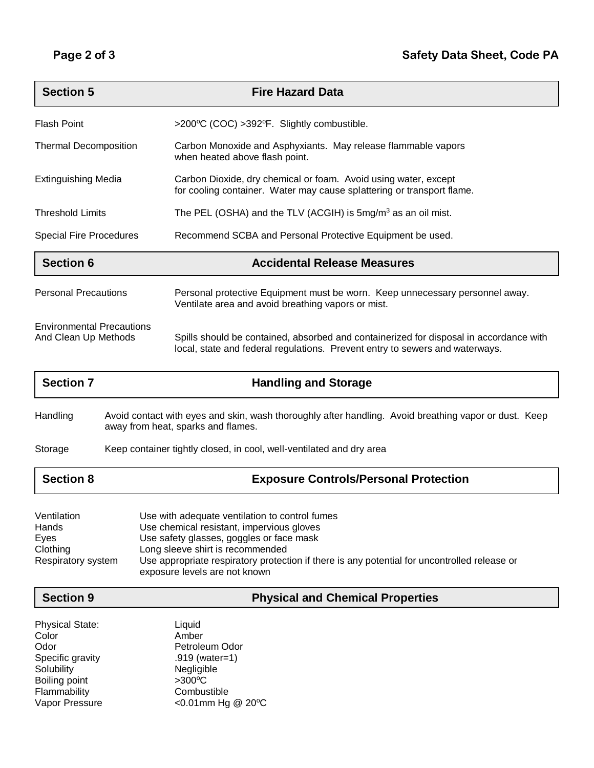## Section 5 — Fire Hazard Data

| | |
|---|---|
| Flash Point | >200ºC (COC) >392ºF. Slightly combustible. |
| Thermal Decomposition | Carbon Monoxide and Asphyxiants. May release flammable vapors when heated above flash point. |
| Extinguishing Media | Carbon Dioxide, dry chemical or foam. Avoid using water, except for cooling container. Water may cause splattering or transport flame. |
| Threshold Limits | The PEL (OSHA) and the TLV (ACGIH) is 5mg/m$^3$ as an oil mist. |
| Special Fire Procedures | Recommend SCBA and Personal Protective Equipment be used. |

## Section 6 — Accidental Release Measures

| | |
|---|---|
| Personal Precautions | Personal protective Equipment must be worn. Keep unnecessary personnel away. Ventilate area and avoid breathing vapors or mist. |
| Environmental Precautions And Clean Up Methods | Spills should be contained, absorbed and containerized for disposal in accordance with local, state and federal regulations. Prevent entry to sewers and waterways. |

## Section 7 — Handling and Storage

| | |
|---|---|
| Handling | Avoid contact with eyes and skin, wash thoroughly after handling. Avoid breathing vapor or dust. Keep away from heat, sparks and flames. |
| Storage | Keep container tightly closed, in cool, well-ventilated and dry area |

## Section 8 — Exposure Controls/Personal Protection

| | |
|---|---|
| Ventilation | Use with adequate ventilation to control fumes |
| Hands | Use chemical resistant, impervious gloves |
| Eyes | Use safety glasses, goggles or face mask |
| Clothing | Long sleeve shirt is recommended |
| Respiratory system | Use appropriate respiratory protection if there is any potential for uncontrolled release or exposure levels are not known |

## Section 9 — Physical and Chemical Properties

| | |
|---|---|
| Physical State: | Liquid |
| Color | Amber |
| Odor | Petroleum Odor |
| Specific gravity | .919 (water=1) |
| Solubility | Negligible |
| Boiling point | >300ºC |
| Flammability | Combustible |
| Vapor Pressure | <0.01mm Hg @ 20ºC |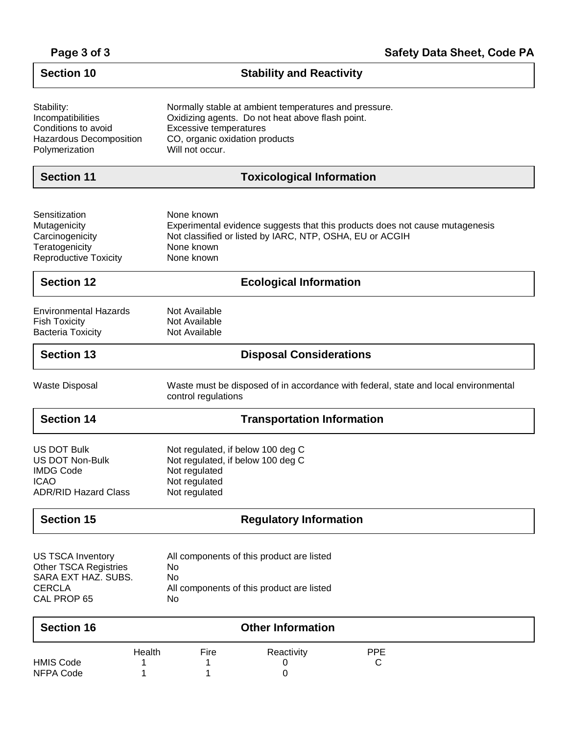## Section 10 — Stability and Reactivity

| | |
|---|---|
| Stability: | Normally stable at ambient temperatures and pressure. |
| Incompatibilities | Oxidizing agents. Do not heat above flash point. |
| Conditions to avoid | Excessive temperatures |
| Hazardous Decomposition | CO, organic oxidation products |
| Polymerization | Will not occur. |

## Section 11 — Toxicological Information

| | |
|---|---|
| Sensitization | None known |
| Mutagenicity | Experimental evidence suggests that this products does not cause mutagenesis |
| Carcinogenicity | Not classified or listed by IARC, NTP, OSHA, EU or ACGIH |
| Teratogenicity | None known |
| Reproductive Toxicity | None known |

## Section 12 — Ecological Information

| | |
|---|---|
| Environmental Hazards | Not Available |
| Fish Toxicity | Not Available |
| Bacteria Toxicity | Not Available |

## Section 13 — Disposal Considerations

| | |
|---|---|
| Waste Disposal | Waste must be disposed of in accordance with federal, state and local environmental control regulations |

## Section 14 — Transportation Information

| | |
|---|---|
| US DOT Bulk | Not regulated, if below 100 deg C |
| US DOT Non-Bulk | Not regulated, if below 100 deg C |
| IMDG Code | Not regulated |
| ICAO | Not regulated |
| ADR/RID Hazard Class | Not regulated |

## Section 15 — Regulatory Information

| | |
|---|---|
| US TSCA Inventory | All components of this product are listed |
| Other TSCA Registries | No |
| SARA EXT HAZ. SUBS. | No |
| CERCLA | All components of this product are listed |
| CAL PROP 65 | No |

## Section 16 — Other Information

| | Health | Fire | Reactivity | PPE |
|---|---|---|---|---|
| HMIS Code | 1 | 1 | 0 | C |
| NFPA Code | 1 | 1 | 0 | |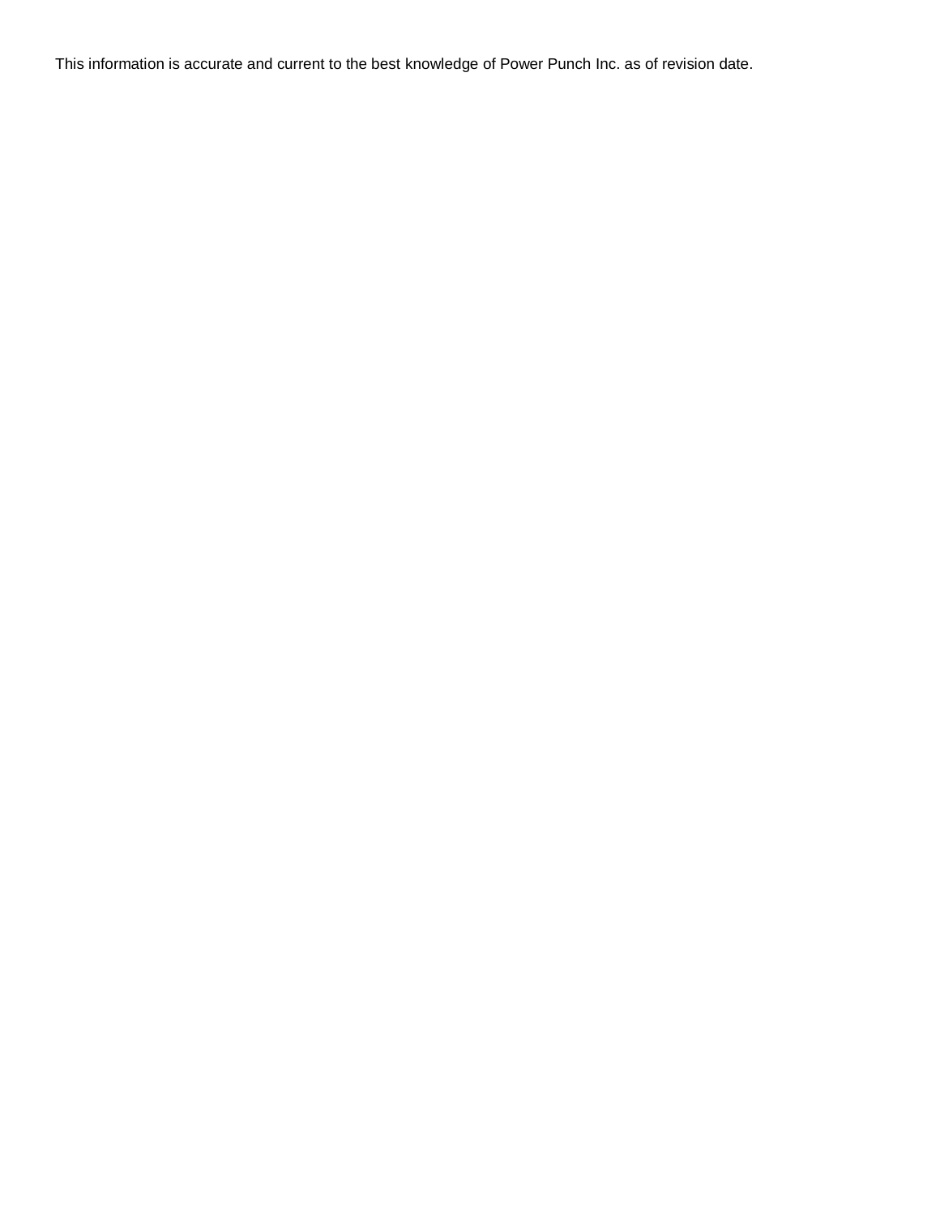This information is accurate and current to the best knowledge of Power Punch Inc. as of revision date.